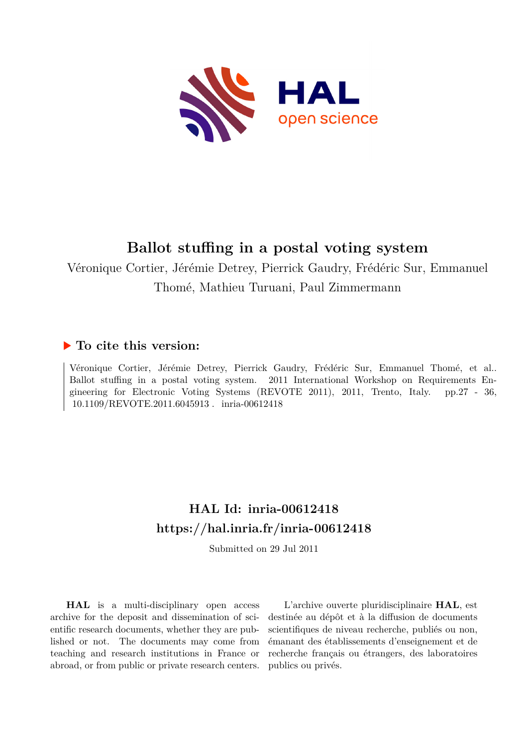# Ballot stuffing in a postal voting system

Véronique Cortier, Jérémie Detrey, Pierrick Gaudry, Frédéric Sur, Emmanuel Thomé, Mathieu Turuani, Paul Zimmermann

## ▶ To cite this version:

Véronique Cortier, Jérémie Detrey, Pierrick Gaudry, Frédéric Sur, Emmanuel Thomé, et al.. Ballot stuffing in a postal voting system. 2011 International Workshop on Requirements Engineering for Electronic Voting Systems (REVOTE 2011), 2011, Trento, Italy. pp.27 - 36, 10.1109/REVOTE.2011.6045913 . inria-00612418

## HAL Id: inria-00612418

## https://hal.inria.fr/inria-00612418

Submitted on 29 Jul 2011

**HAL** is a multi-disciplinary open access archive for the deposit and dissemination of scientific research documents, whether they are published or not. The documents may come from teaching and research institutions in France or abroad, or from public or private research centers.

L'archive ouverte pluridisciplinaire **HAL**, est destinée au dépôt et à la diffusion de documents scientifiques de niveau recherche, publiés ou non, émanant des établissements d'enseignement et de recherche français ou étrangers, des laboratoires publics ou privés.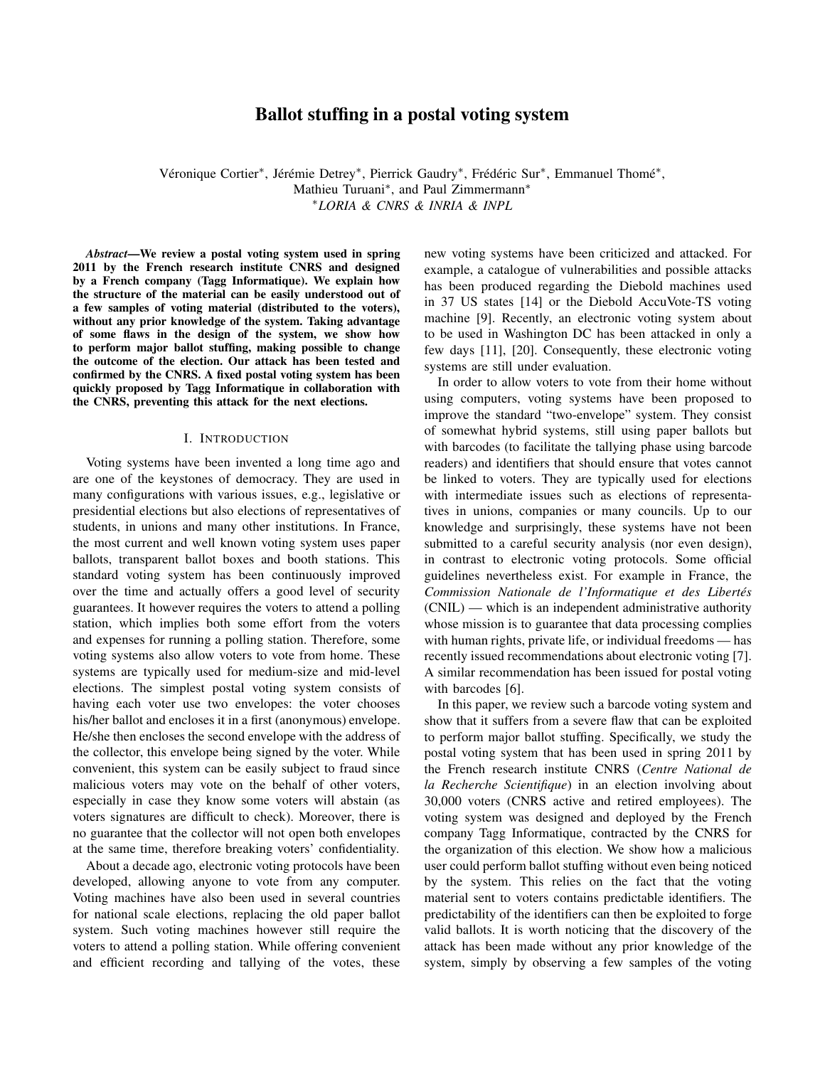# Ballot stuffing in a postal voting system

Véronique Cortier*, Jérémie Detrey*, Pierrick Gaudry*, Frédéric Sur*, Emmanuel Thomé*, Mathieu Turuani*, and Paul Zimmermann*

*LORIA & CNRS & INRIA & INPL*

***Abstract*—We review a postal voting system used in spring 2011 by the French research institute CNRS and designed by a French company (Tagg Informatique). We explain how the structure of the material can be easily understood out of a few samples of voting material (distributed to the voters), without any prior knowledge of the system. Taking advantage of some flaws in the design of the system, we show how to perform major ballot stuffing, making possible to change the outcome of the election. Our attack has been tested and confirmed by the CNRS. A fixed postal voting system has been quickly proposed by Tagg Informatique in collaboration with the CNRS, preventing this attack for the next elections.**

## I. Introduction

Voting systems have been invented a long time ago and are one of the keystones of democracy. They are used in many configurations with various issues, e.g., legislative or presidential elections but also elections of representatives of students, in unions and many other institutions. In France, the most current and well known voting system uses paper ballots, transparent ballot boxes and booth stations. This standard voting system has been continuously improved over the time and actually offers a good level of security guarantees. It however requires the voters to attend a polling station, which implies both some effort from the voters and expenses for running a polling station. Therefore, some voting systems also allow voters to vote from home. These systems are typically used for medium-size and mid-level elections. The simplest postal voting system consists of having each voter use two envelopes: the voter chooses his/her ballot and encloses it in a first (anonymous) envelope. He/she then encloses the second envelope with the address of the collector, this envelope being signed by the voter. While convenient, this system can be easily subject to fraud since malicious voters may vote on the behalf of other voters, especially in case they know some voters will abstain (as voters signatures are difficult to check). Moreover, there is no guarantee that the collector will not open both envelopes at the same time, therefore breaking voters' confidentiality.

About a decade ago, electronic voting protocols have been developed, allowing anyone to vote from any computer. Voting machines have also been used in several countries for national scale elections, replacing the old paper ballot system. Such voting machines however still require the voters to attend a polling station. While offering convenient and efficient recording and tallying of the votes, these new voting systems have been criticized and attacked. For example, a catalogue of vulnerabilities and possible attacks has been produced regarding the Diebold machines used in 37 US states [14] or the Diebold AccuVote-TS voting machine [9]. Recently, an electronic voting system about to be used in Washington DC has been attacked in only a few days [11], [20]. Consequently, these electronic voting systems are still under evaluation.

In order to allow voters to vote from their home without using computers, voting systems have been proposed to improve the standard "two-envelope" system. They consist of somewhat hybrid systems, still using paper ballots but with barcodes (to facilitate the tallying phase using barcode readers) and identifiers that should ensure that votes cannot be linked to voters. They are typically used for elections with intermediate issues such as elections of representatives in unions, companies or many councils. Up to our knowledge and surprisingly, these systems have not been submitted to a careful security analysis (nor even design), in contrast to electronic voting protocols. Some official guidelines nevertheless exist. For example in France, the *Commission Nationale de l'Informatique et des Libertés* (CNIL) — which is an independent administrative authority whose mission is to guarantee that data processing complies with human rights, private life, or individual freedoms — has recently issued recommendations about electronic voting [7]. A similar recommendation has been issued for postal voting with barcodes [6].

In this paper, we review such a barcode voting system and show that it suffers from a severe flaw that can be exploited to perform major ballot stuffing. Specifically, we study the postal voting system that has been used in spring 2011 by the French research institute CNRS (*Centre National de la Recherche Scientifique*) in an election involving about 30,000 voters (CNRS active and retired employees). The voting system was designed and deployed by the French company Tagg Informatique, contracted by the CNRS for the organization of this election. We show how a malicious user could perform ballot stuffing without even being noticed by the system. This relies on the fact that the voting material sent to voters contains predictable identifiers. The predictability of the identifiers can then be exploited to forge valid ballots. It is worth noticing that the discovery of the attack has been made without any prior knowledge of the system, simply by observing a few samples of the voting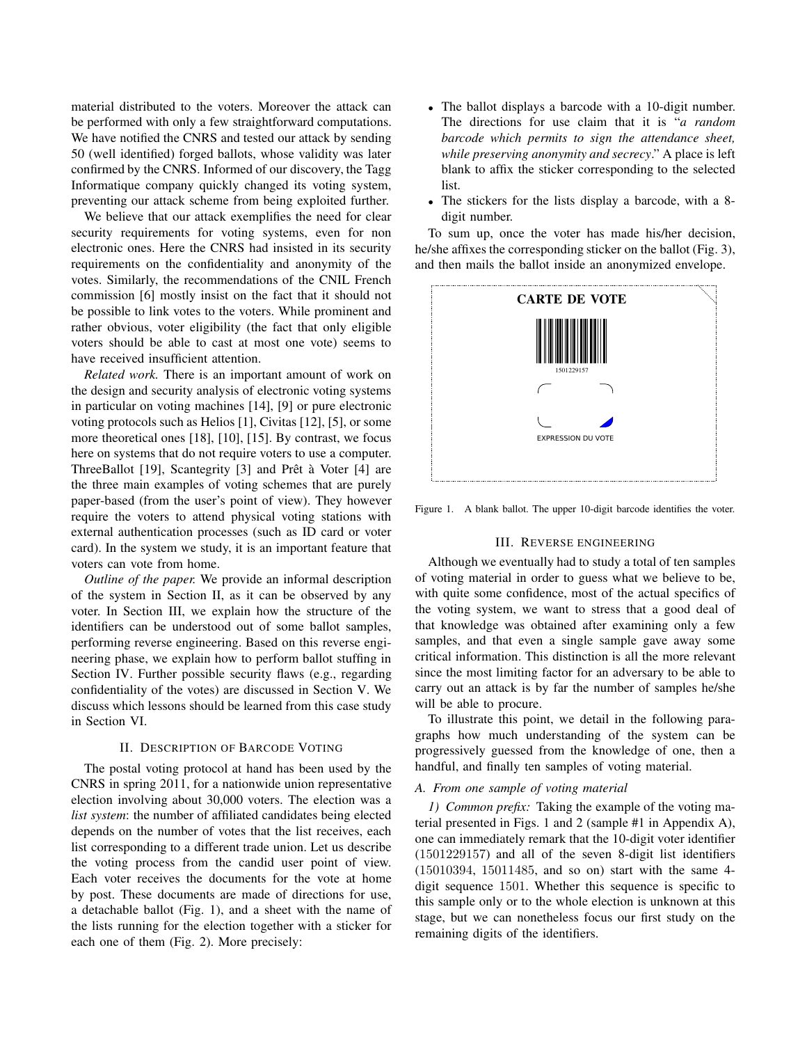material distributed to the voters. Moreover the attack can be performed with only a few straightforward computations. We have notified the CNRS and tested our attack by sending 50 (well identified) forged ballots, whose validity was later confirmed by the CNRS. Informed of our discovery, the Tagg Informatique company quickly changed its voting system, preventing our attack scheme from being exploited further.

We believe that our attack exemplifies the need for clear security requirements for voting systems, even for non electronic ones. Here the CNRS had insisted in its security requirements on the confidentiality and anonymity of the votes. Similarly, the recommendations of the CNIL French commission [6] mostly insist on the fact that it should not be possible to link votes to the voters. While prominent and rather obvious, voter eligibility (the fact that only eligible voters should be able to cast at most one vote) seems to have received insufficient attention.

*Related work.* There is an important amount of work on the design and security analysis of electronic voting systems in particular on voting machines [14], [9] or pure electronic voting protocols such as Helios [1], Civitas [12], [5], or some more theoretical ones [18], [10], [15]. By contrast, we focus here on systems that do not require voters to use a computer. ThreeBallot [19], Scantegrity [3] and Prêt à Voter [4] are the three main examples of voting schemes that are purely paper-based (from the user's point of view). They however require the voters to attend physical voting stations with external authentication processes (such as ID card or voter card). In the system we study, it is an important feature that voters can vote from home.

*Outline of the paper.* We provide an informal description of the system in Section II, as it can be observed by any voter. In Section III, we explain how the structure of the identifiers can be understood out of some ballot samples, performing reverse engineering. Based on this reverse engineering phase, we explain how to perform ballot stuffing in Section IV. Further possible security flaws (e.g., regarding confidentiality of the votes) are discussed in Section V. We discuss which lessons should be learned from this case study in Section VI.

## II. Description of Barcode Voting

The postal voting protocol at hand has been used by the CNRS in spring 2011, for a nationwide union representative election involving about 30,000 voters. The election was a *list system*: the number of affiliated candidates being elected depends on the number of votes that the list receives, each list corresponding to a different trade union. Let us describe the voting process from the candid user point of view. Each voter receives the documents for the vote at home by post. These documents are made of directions for use, a detachable ballot (Fig. 1), and a sheet with the name of the lists running for the election together with a sticker for each one of them (Fig. 2). More precisely:

- The ballot displays a barcode with a 10-digit number. The directions for use claim that it is "*a random barcode which permits to sign the attendance sheet, while preserving anonymity and secrecy*." A place is left blank to affix the sticker corresponding to the selected list.
- The stickers for the lists display a barcode, with a 8-digit number.

To sum up, once the voter has made his/her decision, he/she affixes the corresponding sticker on the ballot (Fig. 3), and then mails the ballot inside an anonymized envelope.

CARTE DE VOTE

1501229157

EXPRESSION DU VOTE

Figure 1. A blank ballot. The upper 10-digit barcode identifies the voter.

## III. Reverse engineering

Although we eventually had to study a total of ten samples of voting material in order to guess what we believe to be, with quite some confidence, most of the actual specifics of the voting system, we want to stress that a good deal of that knowledge was obtained after examining only a few samples, and that even a single sample gave away some critical information. This distinction is all the more relevant since the most limiting factor for an adversary to be able to carry out an attack is by far the number of samples he/she will be able to procure.

To illustrate this point, we detail in the following paragraphs how much understanding of the system can be progressively guessed from the knowledge of one, then a handful, and finally ten samples of voting material.

### A. From one sample of voting material

*1) Common prefix:* Taking the example of the voting material presented in Figs. 1 and 2 (sample #1 in Appendix A), one can immediately remark that the 10-digit voter identifier (1501229157) and all of the seven 8-digit list identifiers (15010394, 15011485, and so on) start with the same 4-digit sequence 1501. Whether this sequence is specific to this sample only or to the whole election is unknown at this stage, but we can nonetheless focus our first study on the remaining digits of the identifiers.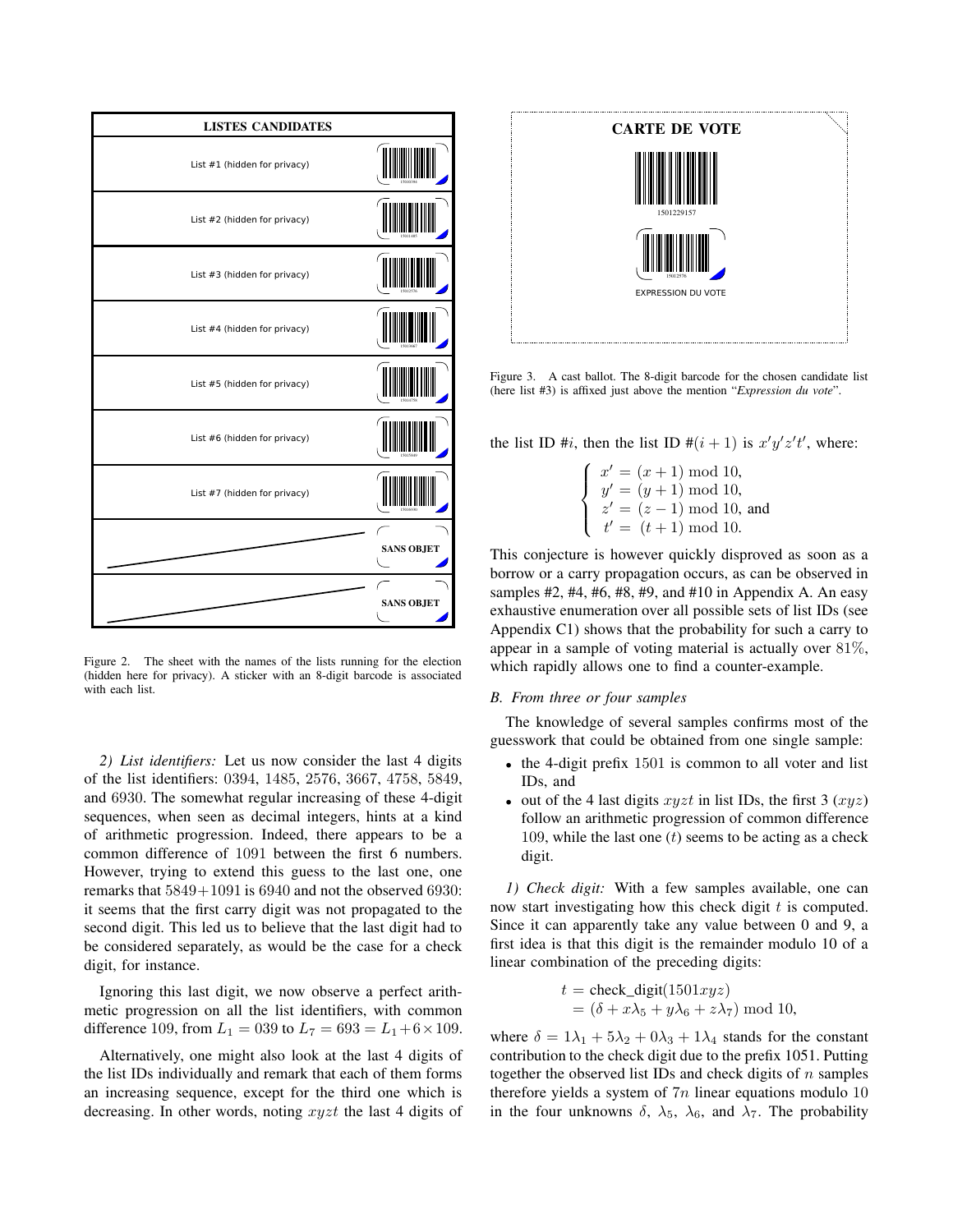| LISTES CANDIDATES | |
|---|---|
| List #1 (hidden for privacy) | 15010394 |
| List #2 (hidden for privacy) | 15011485 |
| List #3 (hidden for privacy) | 15012576 |
| List #4 (hidden for privacy) | 15013667 |
| List #5 (hidden for privacy) | 15014758 |
| List #6 (hidden for privacy) | 15015849 |
| List #7 (hidden for privacy) | 15016930 |
| | SANS OBJET |
| | SANS OBJET |

Figure 2. The sheet with the names of the lists running for the election (hidden here for privacy). A sticker with an 8-digit barcode is associated with each list.

*2) List identifiers:* Let us now consider the last 4 digits of the list identifiers: 0394, 1485, 2576, 3667, 4758, 5849, and 6930. The somewhat regular increasing of these 4-digit sequences, when seen as decimal integers, hints at a kind of arithmetic progression. Indeed, there appears to be a common difference of 1091 between the first 6 numbers. However, trying to extend this guess to the last one, one remarks that $5849+1091$ is 6940 and not the observed 6930: it seems that the first carry digit was not propagated to the second digit. This led us to believe that the last digit had to be considered separately, as would be the case for a check digit, for instance.

Ignoring this last digit, we now observe a perfect arithmetic progression on all the list identifiers, with common difference 109, from $L_1 = 039$ to $L_7 = 693 = L_1 + 6 \times 109$.

Alternatively, one might also look at the last 4 digits of the list IDs individually and remark that each of them forms an increasing sequence, except for the third one which is decreasing. In other words, noting $xyzt$ the last 4 digits of the list ID #$i$, then the list ID #$(i+1)$ is $x'y'z't'$, where:

$$\begin{cases} x' = (x+1) \bmod 10, \\ y' = (y+1) \bmod 10, \\ z' = (z-1) \bmod 10, \text{ and} \\ t' = (t+1) \bmod 10. \end{cases}$$

This conjecture is however quickly disproved as soon as a borrow or a carry propagation occurs, as can be observed in samples #2, #4, #6, #8, #9, and #10 in Appendix A. An easy exhaustive enumeration over all possible sets of list IDs (see Appendix C1) shows that the probability for such a carry to appear in a sample of voting material is actually over 81%, which rapidly allows one to find a counter-example.

| CARTE DE VOTE |
|---|
| 1501229157 |
| 15012576 |
| EXPRESSION DU VOTE |

Figure 3. A cast ballot. The 8-digit barcode for the chosen candidate list (here list #3) is affixed just above the mention "*Expression du vote*".

### B. From three or four samples

The knowledge of several samples confirms most of the guesswork that could be obtained from one single sample:

- the 4-digit prefix 1501 is common to all voter and list IDs, and
- out of the 4 last digits $xyzt$ in list IDs, the first 3 ($xyz$) follow an arithmetic progression of common difference 109, while the last one ($t$) seems to be acting as a check digit.

*1) Check digit:* With a few samples available, one can now start investigating how this check digit $t$ is computed. Since it can apparently take any value between 0 and 9, a first idea is that this digit is the remainder modulo 10 of a linear combination of the preceding digits:

$$\begin{aligned} t &= \text{check\_digit}(1501xyz) \\ &= (\delta + x\lambda_5 + y\lambda_6 + z\lambda_7) \bmod 10, \end{aligned}$$

where $\delta = 1\lambda_1 + 5\lambda_2 + 0\lambda_3 + 1\lambda_4$ stands for the constant contribution to the check digit due to the prefix 1051. Putting together the observed list IDs and check digits of $n$ samples therefore yields a system of $7n$ linear equations modulo 10 in the four unknowns $\delta$, $\lambda_5$, $\lambda_6$, and $\lambda_7$. The probability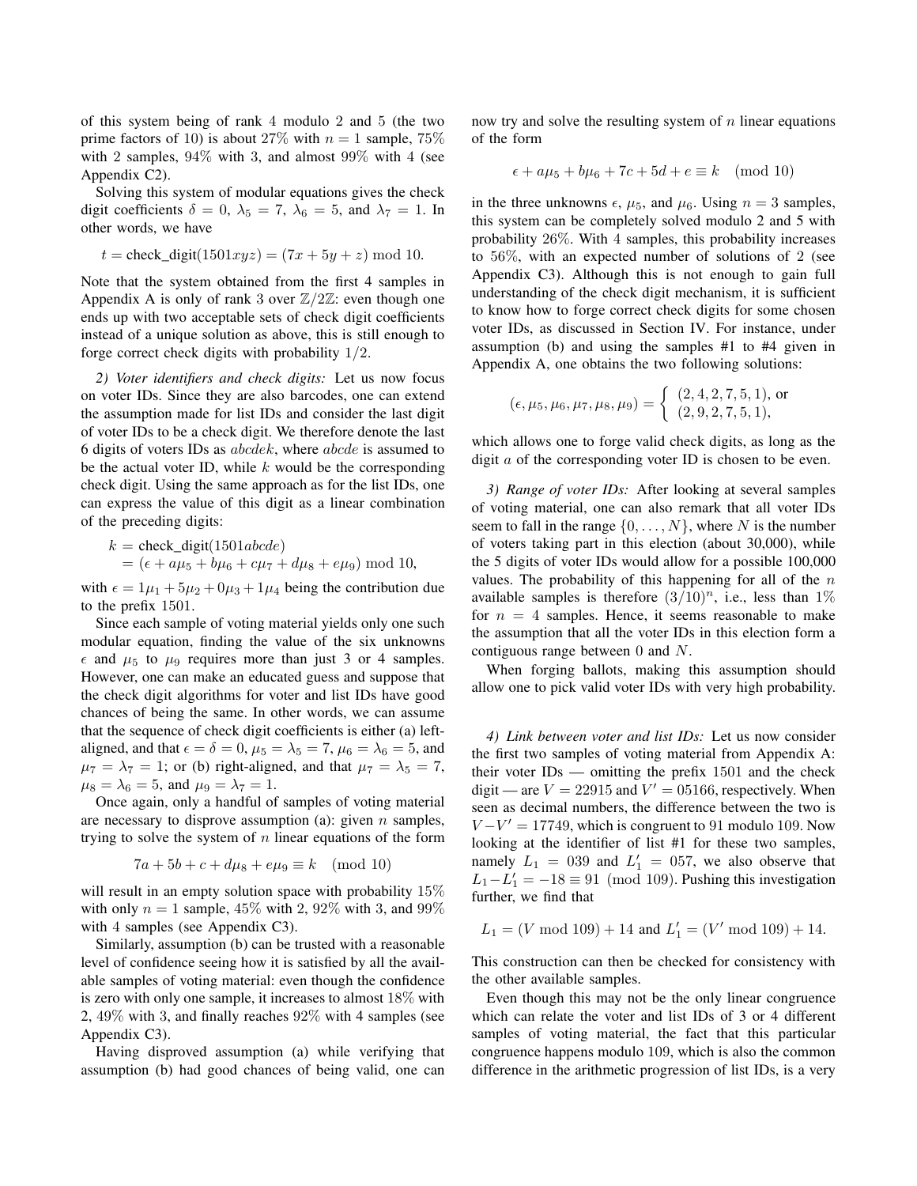of this system being of rank 4 modulo 2 and 5 (the two prime factors of 10) is about 27% with $n = 1$ sample, 75% with 2 samples, 94% with 3, and almost 99% with 4 (see Appendix C2).

Solving this system of modular equations gives the check digit coefficients $\delta = 0$, $\lambda_5 = 7$, $\lambda_6 = 5$, and $\lambda_7 = 1$. In other words, we have

$$t = \text{check\_digit}(1501xyz) = (7x + 5y + z) \bmod 10.$$

Note that the system obtained from the first 4 samples in Appendix A is only of rank 3 over $\mathbb{Z}/2\mathbb{Z}$: even though one ends up with two acceptable sets of check digit coefficients instead of a unique solution as above, this is still enough to forge correct check digits with probability 1/2.

*2) Voter identifiers and check digits:* Let us now focus on voter IDs. Since they are also barcodes, one can extend the assumption made for list IDs and consider the last digit of voter IDs to be a check digit. We therefore denote the last 6 digits of voters IDs as $abcdek$, where $abcde$ is assumed to be the actual voter ID, while $k$ would be the corresponding check digit. Using the same approach as for the list IDs, one can express the value of this digit as a linear combination of the preceding digits:

$$\begin{aligned} k &= \text{check\_digit}(1501abcde) \\ &= (\epsilon + a\mu_5 + b\mu_6 + c\mu_7 + d\mu_8 + e\mu_9) \bmod 10, \end{aligned}$$

with $\epsilon = 1\mu_1 + 5\mu_2 + 0\mu_3 + 1\mu_4$ being the contribution due to the prefix 1501.

Since each sample of voting material yields only one such modular equation, finding the value of the six unknowns $\epsilon$ and $\mu_5$ to $\mu_9$ requires more than just 3 or 4 samples. However, one can make an educated guess and suppose that the check digit algorithms for voter and list IDs have good chances of being the same. In other words, we can assume that the sequence of check digit coefficients is either (a) left-aligned, and that $\epsilon = \delta = 0$, $\mu_5 = \lambda_5 = 7$, $\mu_6 = \lambda_6 = 5$, and $\mu_7 = \lambda_7 = 1$; or (b) right-aligned, and that $\mu_7 = \lambda_5 = 7$, $\mu_8 = \lambda_6 = 5$, and $\mu_9 = \lambda_7 = 1$.

Once again, only a handful of samples of voting material are necessary to disprove assumption (a): given $n$ samples, trying to solve the system of $n$ linear equations of the form

$$7a + 5b + c + d\mu_8 + e\mu_9 \equiv k \pmod{10}$$

will result in an empty solution space with probability 15% with only $n = 1$ sample, 45% with 2, 92% with 3, and 99% with 4 samples (see Appendix C3).

Similarly, assumption (b) can be trusted with a reasonable level of confidence seeing how it is satisfied by all the available samples of voting material: even though the confidence is zero with only one sample, it increases to almost 18% with 2, 49% with 3, and finally reaches 92% with 4 samples (see Appendix C3).

Having disproved assumption (a) while verifying that assumption (b) had good chances of being valid, one can now try and solve the resulting system of $n$ linear equations of the form

$$\epsilon + a\mu_5 + b\mu_6 + 7c + 5d + e \equiv k \pmod{10}$$

in the three unknowns $\epsilon$, $\mu_5$, and $\mu_6$. Using $n = 3$ samples, this system can be completely solved modulo 2 and 5 with probability 26%. With 4 samples, this probability increases to 56%, with an expected number of solutions of 2 (see Appendix C3). Although this is not enough to gain full understanding of the check digit mechanism, it is sufficient to know how to forge correct check digits for some chosen voter IDs, as discussed in Section IV. For instance, under assumption (b) and using the samples #1 to #4 given in Appendix A, one obtains the two following solutions:

$$(\epsilon, \mu_5, \mu_6, \mu_7, \mu_8, \mu_9) = \begin{cases} (2, 4, 2, 7, 5, 1), \text{ or} \\ (2, 9, 2, 7, 5, 1), \end{cases}$$

which allows one to forge valid check digits, as long as the digit $a$ of the corresponding voter ID is chosen to be even.

*3) Range of voter IDs:* After looking at several samples of voting material, one can also remark that all voter IDs seem to fall in the range $\{0, \ldots, N\}$, where $N$ is the number of voters taking part in this election (about 30,000), while the 5 digits of voter IDs would allow for a possible 100,000 values. The probability of this happening for all of the $n$ available samples is therefore $(3/10)^n$, i.e., less than 1% for $n = 4$ samples. Hence, it seems reasonable to make the assumption that all the voter IDs in this election form a contiguous range between 0 and $N$.

When forging ballots, making this assumption should allow one to pick valid voter IDs with very high probability.

*4) Link between voter and list IDs:* Let us now consider the first two samples of voting material from Appendix A: their voter IDs — omitting the prefix 1501 and the check digit — are $V = 22915$ and $V' = 05166$, respectively. When seen as decimal numbers, the difference between the two is $V - V' = 17749$, which is congruent to 91 modulo 109. Now looking at the identifier of list #1 for these two samples, namely $L_1 = 039$ and $L'_1 = 057$, we also observe that $L_1 - L'_1 = -18 \equiv 91 \pmod{109}$. Pushing this investigation further, we find that

$$L_1 = (V \bmod 109) + 14 \text{ and } L'_1 = (V' \bmod 109) + 14.$$

This construction can then be checked for consistency with the other available samples.

Even though this may not be the only linear congruence which can relate the voter and list IDs of 3 or 4 different samples of voting material, the fact that this particular congruence happens modulo 109, which is also the common difference in the arithmetic progression of list IDs, is a very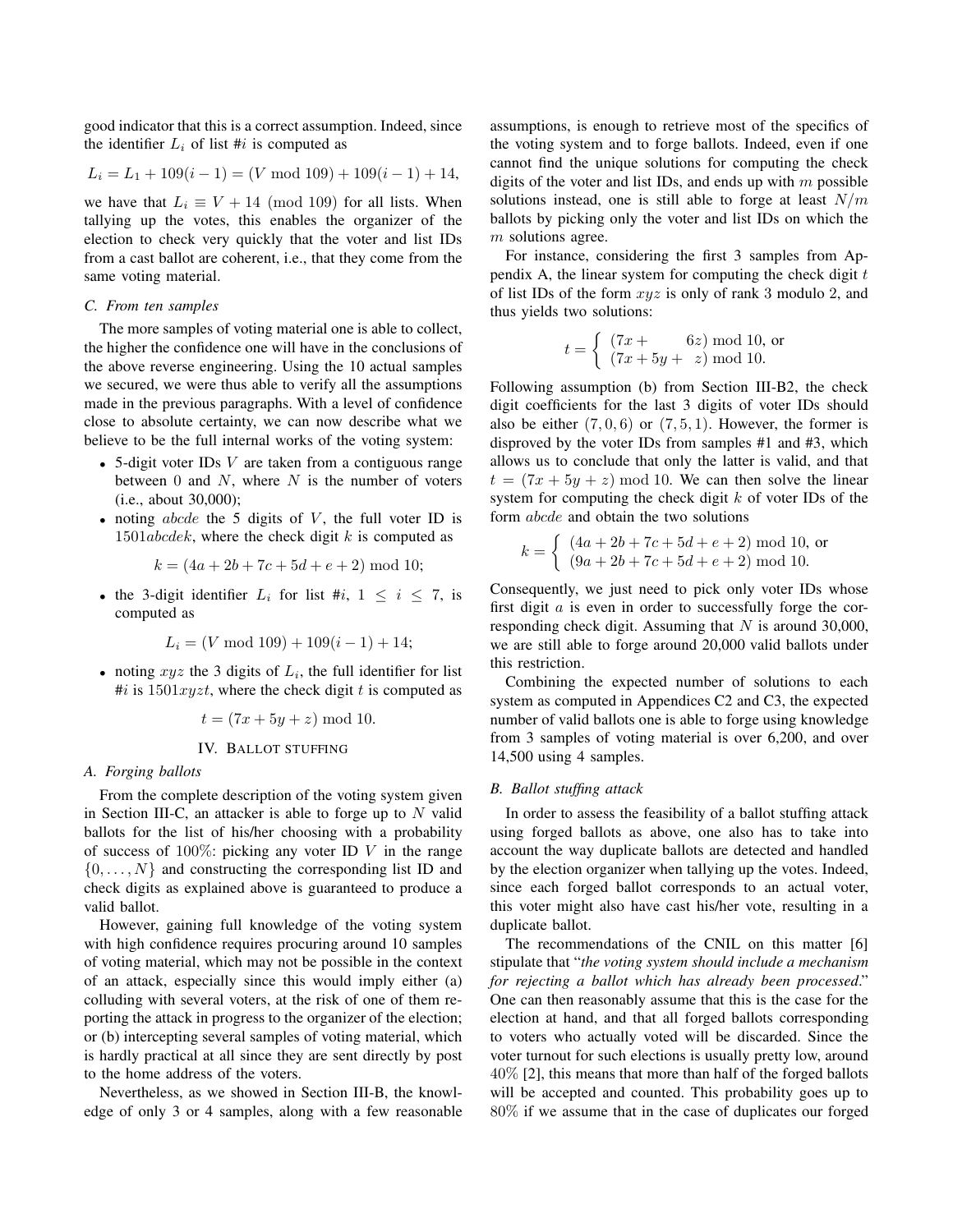good indicator that this is a correct assumption. Indeed, since the identifier $L_i$ of list #$i$ is computed as

$$L_i = L_1 + 109(i-1) = (V \bmod 109) + 109(i-1) + 14,$$

we have that $L_i \equiv V + 14 \pmod{109}$ for all lists. When tallying up the votes, this enables the organizer of the election to check very quickly that the voter and list IDs from a cast ballot are coherent, i.e., that they come from the same voting material.

### C. From ten samples

The more samples of voting material one is able to collect, the higher the confidence one will have in the conclusions of the above reverse engineering. Using the 10 actual samples we secured, we were thus able to verify all the assumptions made in the previous paragraphs. With a level of confidence close to absolute certainty, we can now describe what we believe to be the full internal works of the voting system:

- 5-digit voter IDs $V$ are taken from a contiguous range between 0 and $N$, where $N$ is the number of voters (i.e., about 30,000);
- noting $abcde$ the 5 digits of $V$, the full voter ID is $1501abcdek$, where the check digit $k$ is computed as

$$k = (4a + 2b + 7c + 5d + e + 2) \bmod 10;$$

- the 3-digit identifier $L_i$ for list #$i$, $1 \leq i \leq 7$, is computed as

$$L_i = (V \bmod 109) + 109(i-1) + 14;$$

- noting $xyz$ the 3 digits of $L_i$, the full identifier for list #$i$ is $1501xyzt$, where the check digit $t$ is computed as

$$t = (7x + 5y + z) \bmod 10.$$

## IV. Ballot stuffing

### A. Forging ballots

From the complete description of the voting system given in Section III-C, an attacker is able to forge up to $N$ valid ballots for the list of his/her choosing with a probability of success of $100\%$: picking any voter ID $V$ in the range $\{0, \ldots, N\}$ and constructing the corresponding list ID and check digits as explained above is guaranteed to produce a valid ballot.

However, gaining full knowledge of the voting system with high confidence requires procuring around 10 samples of voting material, which may not be possible in the context of an attack, especially since this would imply either (a) colluding with several voters, at the risk of one of them reporting the attack in progress to the organizer of the election; or (b) intercepting several samples of voting material, which is hardly practical at all since they are sent directly by post to the home address of the voters.

Nevertheless, as we showed in Section III-B, the knowledge of only 3 or 4 samples, along with a few reasonable assumptions, is enough to retrieve most of the specifics of the voting system and to forge ballots. Indeed, even if one cannot find the unique solutions for computing the check digits of the voter and list IDs, and ends up with $m$ possible solutions instead, one is still able to forge at least $N/m$ ballots by picking only the voter and list IDs on which the $m$ solutions agree.

For instance, considering the first 3 samples from Appendix A, the linear system for computing the check digit $t$ of list IDs of the form $xyz$ is only of rank 3 modulo 2, and thus yields two solutions:

$$t = \begin{cases} (7x + \phantom{5y+} 6z) \bmod 10, \text{ or} \\ (7x + 5y + \phantom{6}z) \bmod 10. \end{cases}$$

Following assumption (b) from Section III-B2, the check digit coefficients for the last 3 digits of voter IDs should also be either $(7, 0, 6)$ or $(7, 5, 1)$. However, the former is disproved by the voter IDs from samples #1 and #3, which allows us to conclude that only the latter is valid, and that $t = (7x + 5y + z) \bmod 10$. We can then solve the linear system for computing the check digit $k$ of voter IDs of the form $abcde$ and obtain the two solutions

$$k = \begin{cases} (4a + 2b + 7c + 5d + e + 2) \bmod 10, \text{ or} \\ (9a + 2b + 7c + 5d + e + 2) \bmod 10. \end{cases}$$

Consequently, we just need to pick only voter IDs whose first digit $a$ is even in order to successfully forge the corresponding check digit. Assuming that $N$ is around 30,000, we are still able to forge around 20,000 valid ballots under this restriction.

Combining the expected number of solutions to each system as computed in Appendices C2 and C3, the expected number of valid ballots one is able to forge using knowledge from 3 samples of voting material is over 6,200, and over 14,500 using 4 samples.

### B. Ballot stuffing attack

In order to assess the feasibility of a ballot stuffing attack using forged ballots as above, one also has to take into account the way duplicate ballots are detected and handled by the election organizer when tallying up the votes. Indeed, since each forged ballot corresponds to an actual voter, this voter might also have cast his/her vote, resulting in a duplicate ballot.

The recommendations of the CNIL on this matter [6] stipulate that "*the voting system should include a mechanism for rejecting a ballot which has already been processed*." One can then reasonably assume that this is the case for the election at hand, and that all forged ballots corresponding to voters who actually voted will be discarded. Since the voter turnout for such elections is usually pretty low, around $40\%$ [2], this means that more than half of the forged ballots will be accepted and counted. This probability goes up to $80\%$ if we assume that in the case of duplicates our forged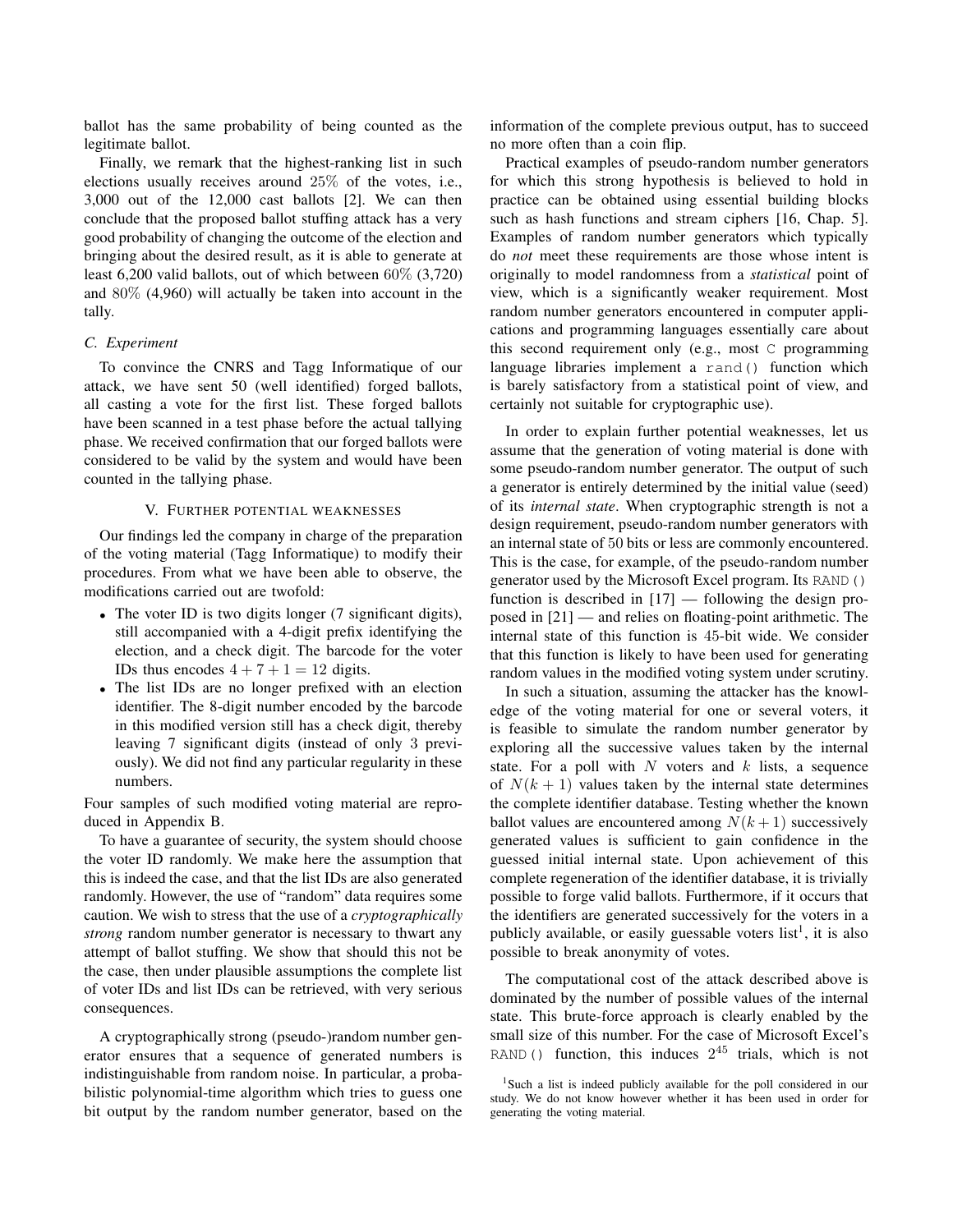ballot has the same probability of being counted as the legitimate ballot.

Finally, we remark that the highest-ranking list in such elections usually receives around $25\%$ of the votes, i.e., 3,000 out of the 12,000 cast ballots [2]. We can then conclude that the proposed ballot stuffing attack has a very good probability of changing the outcome of the election and bringing about the desired result, as it is able to generate at least 6,200 valid ballots, out of which between $60\%$ (3,720) and $80\%$ (4,960) will actually be taken into account in the tally.

### C. Experiment

To convince the CNRS and Tagg Informatique of our attack, we have sent 50 (well identified) forged ballots, all casting a vote for the first list. These forged ballots have been scanned in a test phase before the actual tallying phase. We received confirmation that our forged ballots were considered to be valid by the system and would have been counted in the tallying phase.

## V. Further potential weaknesses

Our findings led the company in charge of the preparation of the voting material (Tagg Informatique) to modify their procedures. From what we have been able to observe, the modifications carried out are twofold:

- The voter ID is two digits longer (7 significant digits), still accompanied with a 4-digit prefix identifying the election, and a check digit. The barcode for the voter IDs thus encodes $4+7+1=12$ digits.
- The list IDs are no longer prefixed with an election identifier. The 8-digit number encoded by the barcode in this modified version still has a check digit, thereby leaving 7 significant digits (instead of only 3 previously). We did not find any particular regularity in these numbers.

Four samples of such modified voting material are reproduced in Appendix B.

To have a guarantee of security, the system should choose the voter ID randomly. We make here the assumption that this is indeed the case, and that the list IDs are also generated randomly. However, the use of "random" data requires some caution. We wish to stress that the use of a *cryptographically strong* random number generator is necessary to thwart any attempt of ballot stuffing. We show that should this not be the case, then under plausible assumptions the complete list of voter IDs and list IDs can be retrieved, with very serious consequences.

A cryptographically strong (pseudo-)random number generator ensures that a sequence of generated numbers is indistinguishable from random noise. In particular, a probabilistic polynomial-time algorithm which tries to guess one bit output by the random number generator, based on the information of the complete previous output, has to succeed no more often than a coin flip.

Practical examples of pseudo-random number generators for which this strong hypothesis is believed to hold in practice can be obtained using essential building blocks such as hash functions and stream ciphers [16, Chap. 5]. Examples of random number generators which typically do *not* meet these requirements are those whose intent is originally to model randomness from a *statistical* point of view, which is a significantly weaker requirement. Most random number generators encountered in computer applications and programming languages essentially care about this second requirement only (e.g., most `C` programming language libraries implement a `rand()` function which is barely satisfactory from a statistical point of view, and certainly not suitable for cryptographic use).

In order to explain further potential weaknesses, let us assume that the generation of voting material is done with some pseudo-random number generator. The output of such a generator is entirely determined by the initial value (seed) of its *internal state*. When cryptographic strength is not a design requirement, pseudo-random number generators with an internal state of $50$ bits or less are commonly encountered. This is the case, for example, of the pseudo-random number generator used by the Microsoft Excel program. Its `RAND()` function is described in [17] — following the design proposed in [21] — and relies on floating-point arithmetic. The internal state of this function is $45$-bit wide. We consider that this function is likely to have been used for generating random values in the modified voting system under scrutiny.

In such a situation, assuming the attacker has the knowledge of the voting material for one or several voters, it is feasible to simulate the random number generator by exploring all the successive values taken by the internal state. For a poll with $N$ voters and $k$ lists, a sequence of $N(k+1)$ values taken by the internal state determines the complete identifier database. Testing whether the known ballot values are encountered among $N(k+1)$ successively generated values is sufficient to gain confidence in the guessed initial internal state. Upon achievement of this complete regeneration of the identifier database, it is trivially possible to forge valid ballots. Furthermore, if it occurs that the identifiers are generated successively for the voters in a publicly available, or easily guessable voters list[1], it is also possible to break anonymity of votes.

The computational cost of the attack described above is dominated by the number of possible values of the internal state. This brute-force approach is clearly enabled by the small size of this number. For the case of Microsoft Excel's `RAND()` function, this induces $2^{45}$ trials, which is not

[1]Such a list is indeed publicly available for the poll considered in our study. We do not know however whether it has been used in order for generating the voting material.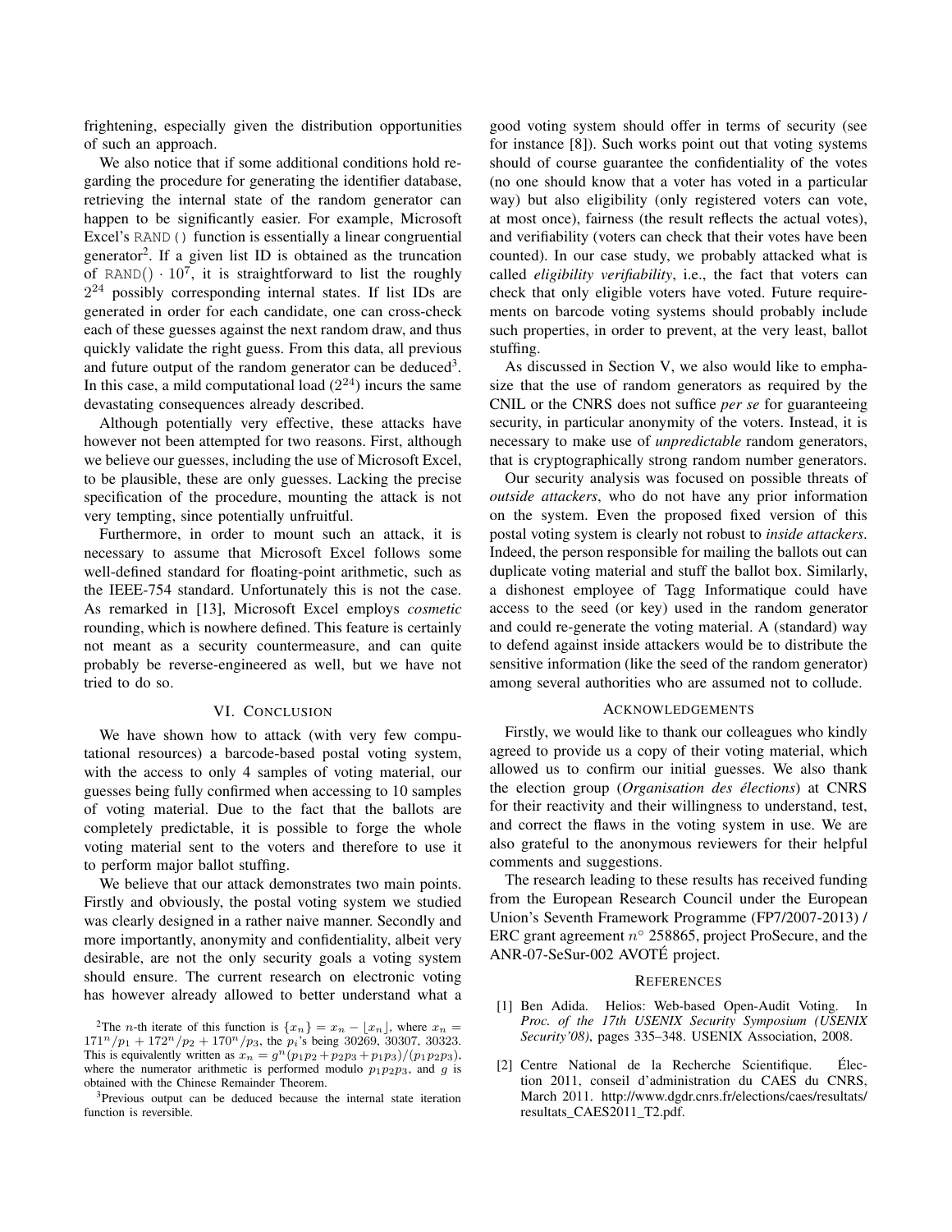frightening, especially given the distribution opportunities of such an approach.

We also notice that if some additional conditions hold regarding the procedure for generating the identifier database, retrieving the internal state of the random generator can happen to be significantly easier. For example, Microsoft Excel's `RAND()` function is essentially a linear congruential generator[2]. If a given list ID is obtained as the truncation of $\texttt{RAND}() \cdot 10^7$, it is straightforward to list the roughly $2^{24}$ possibly corresponding internal states. If list IDs are generated in order for each candidate, one can cross-check each of these guesses against the next random draw, and thus quickly validate the right guess. From this data, all previous and future output of the random generator can be deduced[3]. In this case, a mild computational load ($2^{24}$) incurs the same devastating consequences already described.

Although potentially very effective, these attacks have however not been attempted for two reasons. First, although we believe our guesses, including the use of Microsoft Excel, to be plausible, these are only guesses. Lacking the precise specification of the procedure, mounting the attack is not very tempting, since potentially unfruitful.

Furthermore, in order to mount such an attack, it is necessary to assume that Microsoft Excel follows some well-defined standard for floating-point arithmetic, such as the IEEE-754 standard. Unfortunately this is not the case. As remarked in [13], Microsoft Excel employs *cosmetic* rounding, which is nowhere defined. This feature is certainly not meant as a security countermeasure, and can quite probably be reverse-engineered as well, but we have not tried to do so.

## VI. Conclusion

We have shown how to attack (with very few computational resources) a barcode-based postal voting system, with the access to only 4 samples of voting material, our guesses being fully confirmed when accessing to 10 samples of voting material. Due to the fact that the ballots are completely predictable, it is possible to forge the whole voting material sent to the voters and therefore to use it to perform major ballot stuffing.

We believe that our attack demonstrates two main points. Firstly and obviously, the postal voting system we studied was clearly designed in a rather naive manner. Secondly and more importantly, anonymity and confidentiality, albeit very desirable, are not the only security goals a voting system should ensure. The current research on electronic voting has however already allowed to better understand what a good voting system should offer in terms of security (see for instance [8]). Such works point out that voting systems should of course guarantee the confidentiality of the votes (no one should know that a voter has voted in a particular way) but also eligibility (only registered voters can vote, at most once), fairness (the result reflects the actual votes), and verifiability (voters can check that their votes have been counted). In our case study, we probably attacked what is called *eligibility verifiability*, i.e., the fact that voters can check that only eligible voters have voted. Future requirements on barcode voting systems should probably include such properties, in order to prevent, at the very least, ballot stuffing.

As discussed in Section V, we also would like to emphasize that the use of random generators as required by the CNIL or the CNRS does not suffice *per se* for guaranteeing security, in particular anonymity of the voters. Instead, it is necessary to make use of *unpredictable* random generators, that is cryptographically strong random number generators.

Our security analysis was focused on possible threats of *outside attackers*, who do not have any prior information on the system. Even the proposed fixed version of this postal voting system is clearly not robust to *inside attackers*. Indeed, the person responsible for mailing the ballots out can duplicate voting material and stuff the ballot box. Similarly, a dishonest employee of Tagg Informatique could have access to the seed (or key) used in the random generator and could re-generate the voting material. A (standard) way to defend against inside attackers would be to distribute the sensitive information (like the seed of the random generator) among several authorities who are assumed not to collude.

## Acknowledgements

Firstly, we would like to thank our colleagues who kindly agreed to provide us a copy of their voting material, which allowed us to confirm our initial guesses. We also thank the election group (*Organisation des élections*) at CNRS for their reactivity and their willingness to understand, test, and correct the flaws in the voting system in use. We are also grateful to the anonymous reviewers for their helpful comments and suggestions.

The research leading to these results has received funding from the European Research Council under the European Union's Seventh Framework Programme (FP7/2007-2013) / ERC grant agreement $n^\circ$ 258865, project ProSecure, and the ANR-07-SeSur-002 AVOTÉ project.

## References

[1] Ben Adida. Helios: Web-based Open-Audit Voting. In *Proc. of the 17th USENIX Security Symposium (USENIX Security'08)*, pages 335–348. USENIX Association, 2008.

[2] Centre National de la Recherche Scientifique. Élection 2011, conseil d'administration du CAES du CNRS, March 2011. http://www.dgdr.cnrs.fr/elections/caes/resultats/resultats_CAES2011_T2.pdf.

---

[2] The $n$-th iterate of this function is $\{x_n\} = x_n - \lfloor x_n \rfloor$, where $x_n = 171^n/p_1 + 172^n/p_2 + 170^n/p_3$, the $p_i$'s being 30269, 30307, 30323. This is equivalently written as $x_n = g^n(p_1p_2 + p_2p_3 + p_1p_3)/(p_1p_2p_3)$, where the numerator arithmetic is performed modulo $p_1p_2p_3$, and $g$ is obtained with the Chinese Remainder Theorem.

[3] Previous output can be deduced because the internal state iteration function is reversible.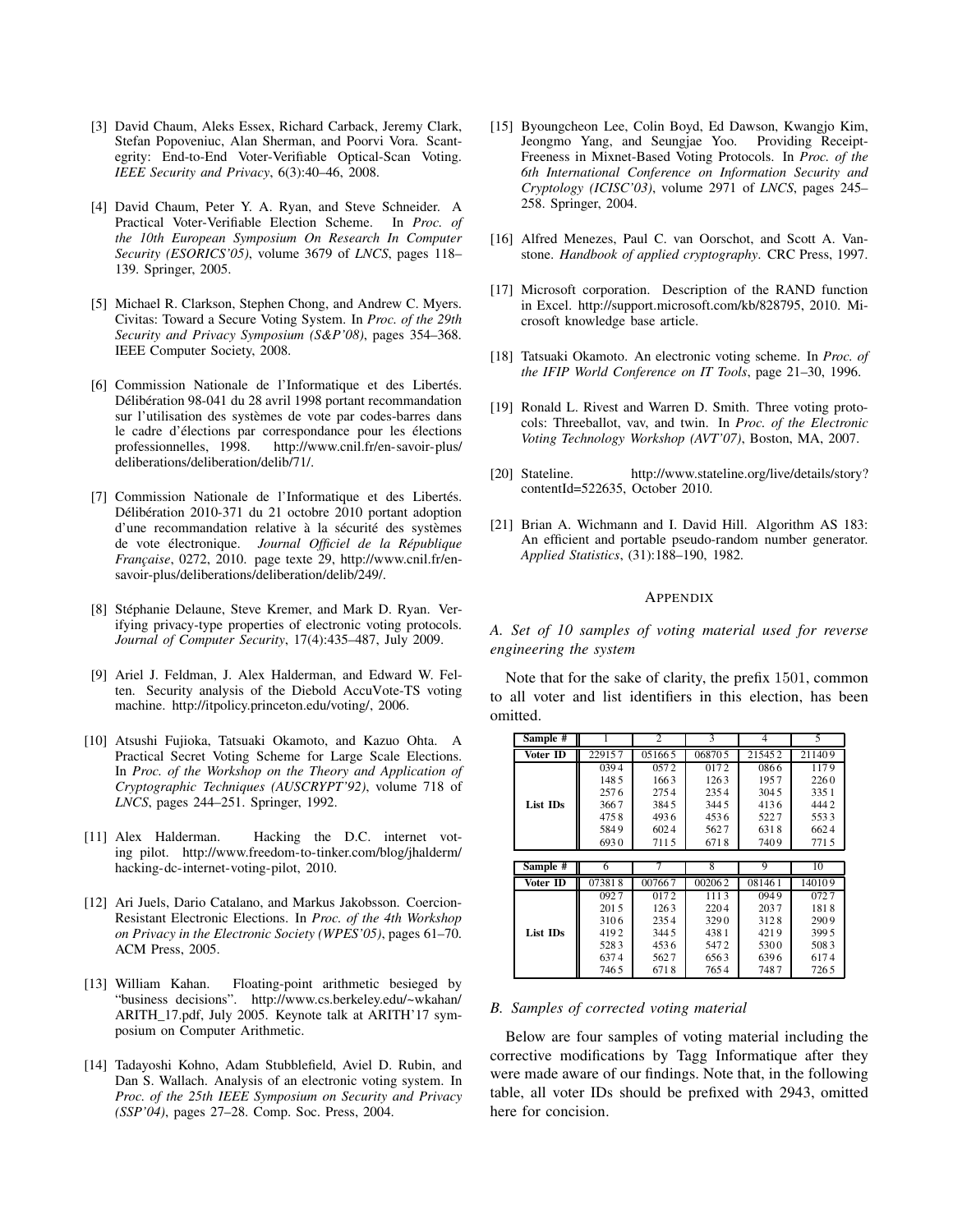[3] David Chaum, Aleks Essex, Richard Carback, Jeremy Clark, Stefan Popoveniuc, Alan Sherman, and Poorvi Vora. Scantegrity: End-to-End Voter-Verifiable Optical-Scan Voting. *IEEE Security and Privacy*, 6(3):40–46, 2008.

[4] David Chaum, Peter Y. A. Ryan, and Steve Schneider. A Practical Voter-Verifiable Election Scheme. In *Proc. of the 10th European Symposium On Research In Computer Security (ESORICS'05)*, volume 3679 of *LNCS*, pages 118–139. Springer, 2005.

[5] Michael R. Clarkson, Stephen Chong, and Andrew C. Myers. Civitas: Toward a Secure Voting System. In *Proc. of the 29th Security and Privacy Symposium (S&P'08)*, pages 354–368. IEEE Computer Society, 2008.

[6] Commission Nationale de l'Informatique et des Libertés. Délibération 98-041 du 28 avril 1998 portant recommandation sur l'utilisation des systèmes de vote par codes-barres dans le cadre d'élections par correspondance pour les élections professionnelles, 1998. http://www.cnil.fr/en-savoir-plus/deliberations/deliberation/delib/71/.

[7] Commission Nationale de l'Informatique et des Libertés. Délibération 2010-371 du 21 octobre 2010 portant adoption d'une recommandation relative à la sécurité des systèmes de vote électronique. *Journal Officiel de la République Française*, 0272, 2010. page texte 29, http://www.cnil.fr/en-savoir-plus/deliberations/deliberation/delib/249/.

[8] Stéphanie Delaune, Steve Kremer, and Mark D. Ryan. Verifying privacy-type properties of electronic voting protocols. *Journal of Computer Security*, 17(4):435–487, July 2009.

[9] Ariel J. Feldman, J. Alex Halderman, and Edward W. Felten. Security analysis of the Diebold AccuVote-TS voting machine. http://itpolicy.princeton.edu/voting/, 2006.

[10] Atsushi Fujioka, Tatsuaki Okamoto, and Kazuo Ohta. A Practical Secret Voting Scheme for Large Scale Elections. In *Proc. of the Workshop on the Theory and Application of Cryptographic Techniques (AUSCRYPT'92)*, volume 718 of *LNCS*, pages 244–251. Springer, 1992.

[11] Alex Halderman. Hacking the D.C. internet voting pilot. http://www.freedom-to-tinker.com/blog/jhalderm/hacking-dc-internet-voting-pilot, 2010.

[12] Ari Juels, Dario Catalano, and Markus Jakobsson. Coercion-Resistant Electronic Elections. In *Proc. of the 4th Workshop on Privacy in the Electronic Society (WPES'05)*, pages 61–70. ACM Press, 2005.

[13] William Kahan. Floating-point arithmetic besieged by "business decisions". http://www.cs.berkeley.edu/~wkahan/ARITH_17.pdf, July 2005. Keynote talk at ARITH'17 symposium on Computer Arithmetic.

[14] Tadayoshi Kohno, Adam Stubblefield, Aviel D. Rubin, and Dan S. Wallach. Analysis of an electronic voting system. In *Proc. of the 25th IEEE Symposium on Security and Privacy (SSP'04)*, pages 27–28. Comp. Soc. Press, 2004.

[15] Byoungcheon Lee, Colin Boyd, Ed Dawson, Kwangjo Kim, Jeongmo Yang, and Seungjae Yoo. Providing Receipt-Freeness in Mixnet-Based Voting Protocols. In *Proc. of the 6th International Conference on Information Security and Cryptology (ICISC'03)*, volume 2971 of *LNCS*, pages 245–258. Springer, 2004.

[16] Alfred Menezes, Paul C. van Oorschot, and Scott A. Vanstone. *Handbook of applied cryptography*. CRC Press, 1997.

[17] Microsoft corporation. Description of the RAND function in Excel. http://support.microsoft.com/kb/828795, 2010. Microsoft knowledge base article.

[18] Tatsuaki Okamoto. An electronic voting scheme. In *Proc. of the IFIP World Conference on IT Tools*, page 21–30, 1996.

[19] Ronald L. Rivest and Warren D. Smith. Three voting protocols: Threeballot, vav, and twin. In *Proc. of the Electronic Voting Technology Workshop (AVT'07)*, Boston, MA, 2007.

[20] Stateline. http://www.stateline.org/live/details/story?contentId=522635, October 2010.

[21] Brian A. Wichmann and I. David Hill. Algorithm AS 183: An efficient and portable pseudo-random number generator. *Applied Statistics*, (31):188–190, 1982.

## APPENDIX

### *A. Set of 10 samples of voting material used for reverse engineering the system*

Note that for the sake of clarity, the prefix 1501, common to all voter and list identifiers in this election, has been omitted.

| Sample # | 1 | 2 | 3 | 4 | 5 |
|---|---|---|---|---|---|
| Voter ID | 22915 7 | 05166 5 | 06870 5 | 21545 2 | 21140 9 |
| List IDs | 039 4 | 057 2 | 017 2 | 086 6 | 117 9 |
| | 148 5 | 166 3 | 126 3 | 195 7 | 226 0 |
| | 257 6 | 275 4 | 235 4 | 304 5 | 335 1 |
| | 366 7 | 384 5 | 344 5 | 413 6 | 444 2 |
| | 475 8 | 493 6 | 453 6 | 522 7 | 553 3 |
| | 584 9 | 602 4 | 562 7 | 631 8 | 662 4 |
| | 693 0 | 711 5 | 671 8 | 740 9 | 771 5 |

| Sample # | 6 | 7 | 8 | 9 | 10 |
|---|---|---|---|---|---|
| Voter ID | 07381 8 | 00766 7 | 00206 2 | 08146 1 | 14010 9 |
| List IDs | 092 7 | 017 2 | 111 3 | 094 9 | 072 7 |
| | 201 5 | 126 3 | 220 4 | 203 7 | 181 8 |
| | 310 6 | 235 4 | 329 0 | 312 8 | 290 9 |
| | 419 2 | 344 5 | 438 1 | 421 9 | 399 5 |
| | 528 3 | 453 6 | 547 2 | 530 0 | 508 3 |
| | 637 4 | 562 7 | 656 3 | 639 6 | 617 4 |
| | 746 5 | 671 8 | 765 4 | 748 7 | 726 5 |

### *B. Samples of corrected voting material*

Below are four samples of voting material including the corrective modifications by Tagg Informatique after they were made aware of our findings. Note that, in the following table, all voter IDs should be prefixed with 2943, omitted here for concision.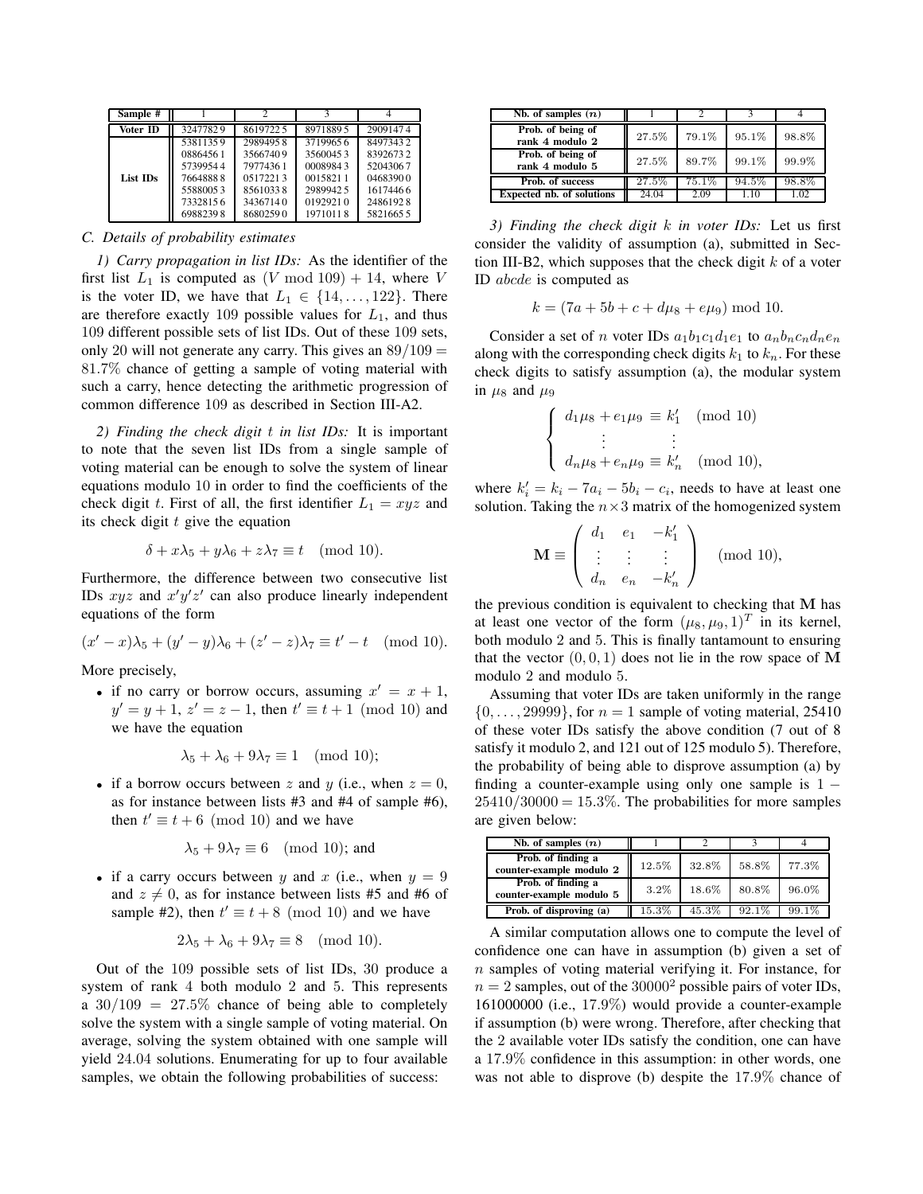| Sample # | 1 | 2 | 3 | 4 |
|---|---|---|---|---|
| **Voter ID** | 3247782 9 | 8619722 5 | 8971889 5 | 2909147 4 |
| **List IDs** | 5381135 9 | 2989495 8 | 3719965 6 | 8497343 2 |
| | 0886456 1 | 3566740 9 | 3560045 3 | 8392673 2 |
| | 5739954 4 | 7977436 1 | 0008984 3 | 5204306 7 |
| | 7664888 8 | 0517221 3 | 0015821 1 | 0468390 0 |
| | 5588005 3 | 8561033 8 | 2989942 5 | 1617446 6 |
| | 7332815 6 | 3436714 0 | 0192921 0 | 2486192 8 |
| | 6988239 8 | 8680259 0 | 1971011 8 | 5821665 5 |

### C. Details of probability estimates

*1) Carry propagation in list IDs:* As the identifier of the first list $L_1$ is computed as $(V \bmod 109) + 14$, where $V$ is the voter ID, we have that $L_1 \in \{14, \ldots, 122\}$. There are therefore exactly 109 possible values for $L_1$, and thus 109 different possible sets of list IDs. Out of these 109 sets, only 20 will not generate any carry. This gives an $89/109 = 81.7\%$ chance of getting a sample of voting material with such a carry, hence detecting the arithmetic progression of common difference 109 as described in Section III-A2.

*2) Finding the check digit $t$ in list IDs:* It is important to note that the seven list IDs from a single sample of voting material can be enough to solve the system of linear equations modulo 10 in order to find the coefficients of the check digit $t$. First of all, the first identifier $L_1 = xyz$ and its check digit $t$ give the equation

$$\delta + x\lambda_5 + y\lambda_6 + z\lambda_7 \equiv t \pmod{10}.$$

Furthermore, the difference between two consecutive list IDs $xyz$ and $x'y'z'$ can also produce linearly independent equations of the form

$$(x' - x)\lambda_5 + (y' - y)\lambda_6 + (z' - z)\lambda_7 \equiv t' - t \pmod{10}.$$

More precisely,

- if no carry or borrow occurs, assuming $x' = x + 1$, $y' = y + 1$, $z' = z - 1$, then $t' \equiv t + 1 \pmod{10}$ and we have the equation
$$\lambda_5 + \lambda_6 + 9\lambda_7 \equiv 1 \pmod{10};$$
- if a borrow occurs between $z$ and $y$ (i.e., when $z = 0$, as for instance between lists #3 and #4 of sample #6), then $t' \equiv t + 6 \pmod{10}$ and we have
$$\lambda_5 + 9\lambda_7 \equiv 6 \pmod{10}; \text{ and}$$
- if a carry occurs between $y$ and $x$ (i.e., when $y = 9$ and $z \neq 0$, as for instance between lists #5 and #6 of sample #2), then $t' \equiv t + 8 \pmod{10}$ and we have
$$2\lambda_5 + \lambda_6 + 9\lambda_7 \equiv 8 \pmod{10}.$$

Out of the 109 possible sets of list IDs, 30 produce a system of rank 4 both modulo 2 and 5. This represents a $30/109 = 27.5\%$ chance of being able to completely solve the system with a single sample of voting material. On average, solving the system obtained with one sample will yield 24.04 solutions. Enumerating for up to four available samples, we obtain the following probabilities of success:

| Nb. of samples ($n$) | 1 | 2 | 3 | 4 |
|---|---|---|---|---|
| Prob. of being of rank 4 modulo 2 | 27.5% | 79.1% | 95.1% | 98.8% |
| Prob. of being of rank 4 modulo 5 | 27.5% | 89.7% | 99.1% | 99.9% |
| Prob. of success | 27.5% | 75.1% | 94.5% | 98.8% |
| Expected nb. of solutions | 24.04 | 2.09 | 1.10 | 1.02 |

*3) Finding the check digit $k$ in voter IDs:* Let us first consider the validity of assumption (a), submitted in Section III-B2, which supposes that the check digit $k$ of a voter ID $abcde$ is computed as

$$k = (7a + 5b + c + d\mu_8 + e\mu_9) \bmod 10.$$

Consider a set of $n$ voter IDs $a_1b_1c_1d_1e_1$ to $a_nb_nc_nd_ne_n$ along with the corresponding check digits $k_1$ to $k_n$. For these check digits to satisfy assumption (a), the modular system in $\mu_8$ and $\mu_9$

$$\begin{cases} d_1\mu_8 + e_1\mu_9 \equiv k'_1 \pmod{10} \\ \quad\vdots \qquad\qquad \vdots \\ d_n\mu_8 + e_n\mu_9 \equiv k'_n \pmod{10}, \end{cases}$$

where $k'_i = k_i - 7a_i - 5b_i - c_i$, needs to have at least one solution. Taking the $n \times 3$ matrix of the homogenized system

$$\mathbf{M} \equiv \begin{pmatrix} d_1 & e_1 & -k'_1 \\ \vdots & \vdots & \vdots \\ d_n & e_n & -k'_n \end{pmatrix} \pmod{10},$$

the previous condition is equivalent to checking that $\mathbf{M}$ has at least one vector of the form $(\mu_8, \mu_9, 1)^T$ in its kernel, both modulo 2 and 5. This is finally tantamount to ensuring that the vector $(0, 0, 1)$ does not lie in the row space of $\mathbf{M}$ modulo 2 and modulo 5.

Assuming that voter IDs are taken uniformly in the range $\{0, \ldots, 29999\}$, for $n = 1$ sample of voting material, 25410 of these voter IDs satisfy the above condition (7 out of 8 satisfy it modulo 2, and 121 out of 125 modulo 5). Therefore, the probability of being able to disprove assumption (a) by finding a counter-example using only one sample is $1 - 25410/30000 = 15.3\%$. The probabilities for more samples are given below:

| Nb. of samples ($n$) | 1 | 2 | 3 | 4 |
|---|---|---|---|---|
| Prob. of finding a counter-example modulo 2 | 12.5% | 32.8% | 58.8% | 77.3% |
| Prob. of finding a counter-example modulo 5 | 3.2% | 18.6% | 80.8% | 96.0% |
| Prob. of disproving (a) | 15.3% | 45.3% | 92.1% | 99.1% |

A similar computation allows one to compute the level of confidence one can have in assumption (b) given a set of $n$ samples of voting material verifying it. For instance, for $n = 2$ samples, out of the $30000^2$ possible pairs of voter IDs, 161000000 (i.e., 17.9%) would provide a counter-example if assumption (b) were wrong. Therefore, after checking that the 2 available voter IDs satisfy the condition, one can have a 17.9% confidence in this assumption: in other words, one was not able to disprove (b) despite the 17.9% chance of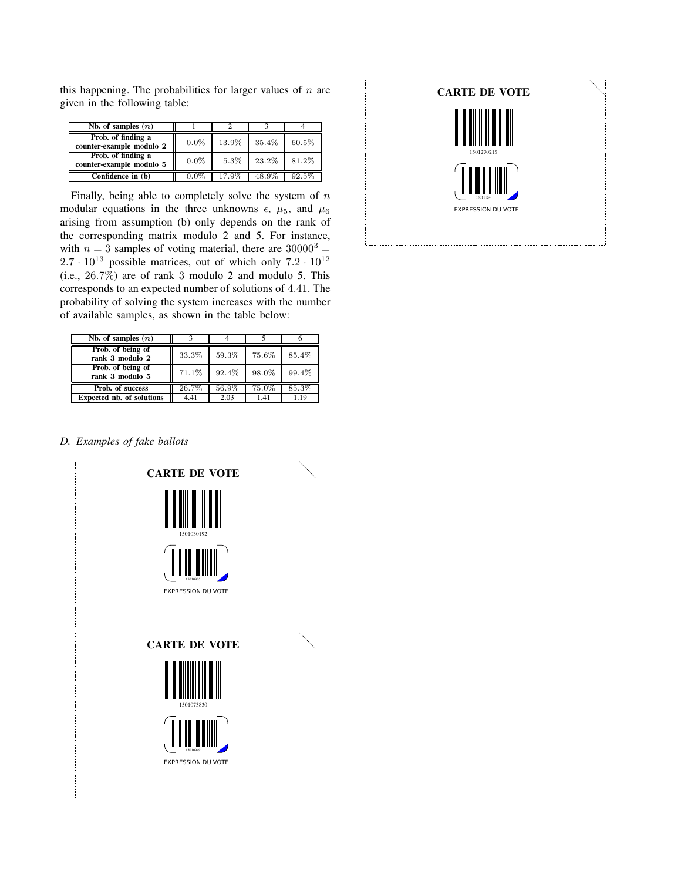this happening. The probabilities for larger values of $n$ are given in the following table:

| Nb. of samples ($n$) | 1 | 2 | 3 | 4 |
|---|---|---|---|---|
| Prob. of finding a counter-example modulo 2 | 0.0% | 13.9% | 35.4% | 60.5% |
| Prob. of finding a counter-example modulo 5 | 0.0% | 5.3% | 23.2% | 81.2% |
| Confidence in (b) | 0.0% | 17.9% | 48.9% | 92.5% |

Finally, being able to completely solve the system of $n$ modular equations in the three unknowns $\epsilon$, $\mu_5$, and $\mu_6$ arising from assumption (b) only depends on the rank of the corresponding matrix modulo 2 and 5. For instance, with $n = 3$ samples of voting material, there are $30000^3 = 2.7 \cdot 10^{13}$ possible matrices, out of which only $7.2 \cdot 10^{12}$ (i.e., 26.7%) are of rank 3 modulo 2 and modulo 5. This corresponds to an expected number of solutions of 4.41. The probability of solving the system increases with the number of available samples, as shown in the table below:

| Nb. of samples ($n$) | 3 | 4 | 5 | 6 |
|---|---|---|---|---|
| Prob. of being of rank 3 modulo 2 | 33.3% | 59.3% | 75.6% | 85.4% |
| Prob. of being of rank 3 modulo 5 | 71.1% | 92.4% | 98.0% | 99.4% |
| Prob. of success | 26.7% | 56.9% | 75.0% | 85.3% |
| Expected nb. of solutions | 4.41 | 2.03 | 1.41 | 1.19 |

### D. Examples of fake ballots

CARTE DE VOTE

1501030192

15010905

EXPRESSION DU VOTE

CARTE DE VOTE

1501073830

15010949

EXPRESSION DU VOTE

CARTE DE VOTE

1501270215

15011124

EXPRESSION DU VOTE